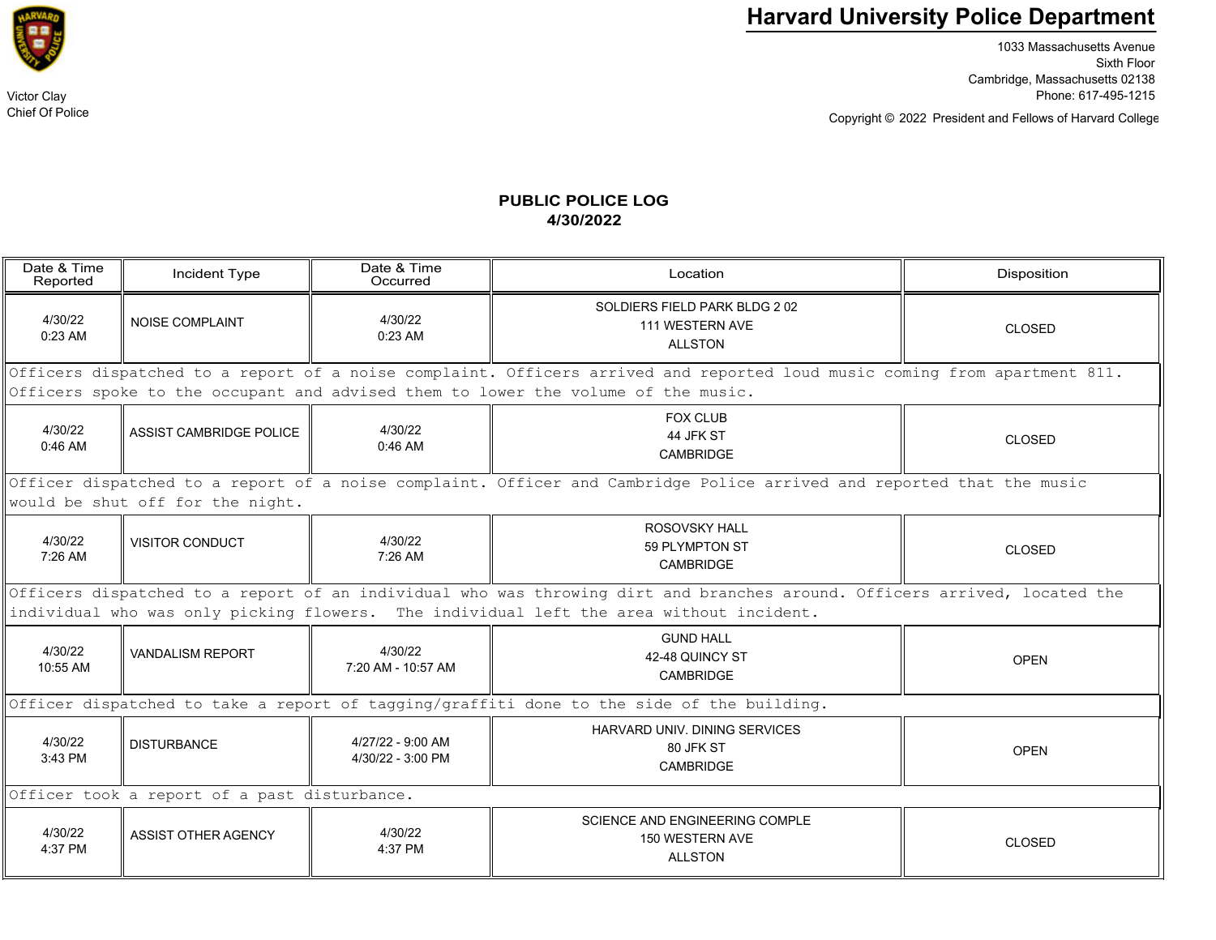# Harvard University Police Department

Victor Clay
Chief Of Police

1033 Massachusetts Avenue
Sixth Floor
Cambridge, Massachusetts 02138
Phone: 617-495-1215

Copyright © 2022 President and Fellows of Harvard College

## PUBLIC POLICE LOG
## 4/30/2022

| Date & Time Reported | Incident Type | Date & Time Occurred | Location | Disposition |
|---|---|---|---|---|
| 4/30/22 0:23 AM | NOISE COMPLAINT | 4/30/22 0:23 AM | SOLDIERS FIELD PARK BLDG 2 02 111 WESTERN AVE ALLSTON | CLOSED |
| Officers dispatched to a report of a noise complaint. Officers arrived and reported loud music coming from apartment 811. Officers spoke to the occupant and advised them to lower the volume of the music. | | | | |
| 4/30/22 0:46 AM | ASSIST CAMBRIDGE POLICE | 4/30/22 0:46 AM | FOX CLUB 44 JFK ST CAMBRIDGE | CLOSED |
| Officer dispatched to a report of a noise complaint. Officer and Cambridge Police arrived and reported that the music would be shut off for the night. | | | | |
| 4/30/22 7:26 AM | VISITOR CONDUCT | 4/30/22 7:26 AM | ROSOVSKY HALL 59 PLYMPTON ST CAMBRIDGE | CLOSED |
| Officers dispatched to a report of an individual who was throwing dirt and branches around. Officers arrived, located the individual who was only picking flowers. The individual left the area without incident. | | | | |
| 4/30/22 10:55 AM | VANDALISM REPORT | 4/30/22 7:20 AM - 10:57 AM | GUND HALL 42-48 QUINCY ST CAMBRIDGE | OPEN |
| Officer dispatched to take a report of tagging/graffiti done to the side of the building. | | | | |
| 4/30/22 3:43 PM | DISTURBANCE | 4/27/22 - 9:00 AM 4/30/22 - 3:00 PM | HARVARD UNIV. DINING SERVICES 80 JFK ST CAMBRIDGE | OPEN |
| Officer took a report of a past disturbance. | | | | |
| 4/30/22 4:37 PM | ASSIST OTHER AGENCY | 4/30/22 4:37 PM | SCIENCE AND ENGINEERING COMPLE 150 WESTERN AVE ALLSTON | CLOSED |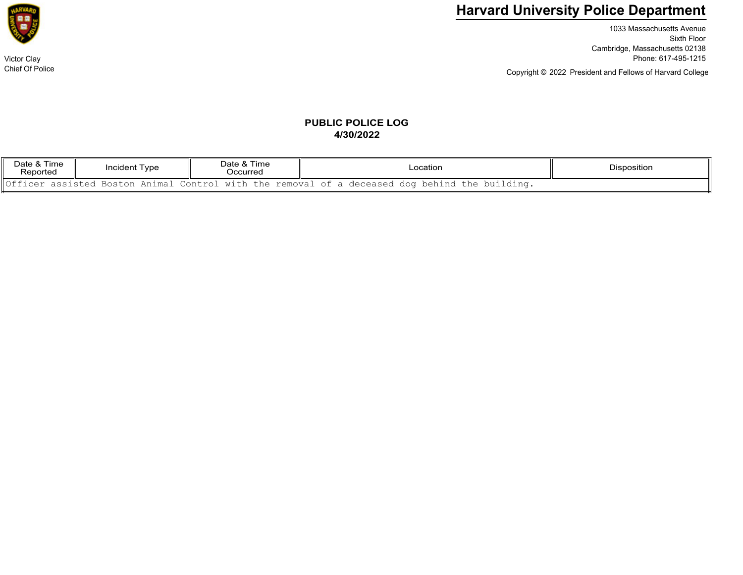| Date & Time Reported | Incident Type | Date & Time Occurred | Location | Disposition |
|---|---|---|---|---|
| Officer assisted Boston Animal Control with the removal of a deceased dog behind the building. | | | | |